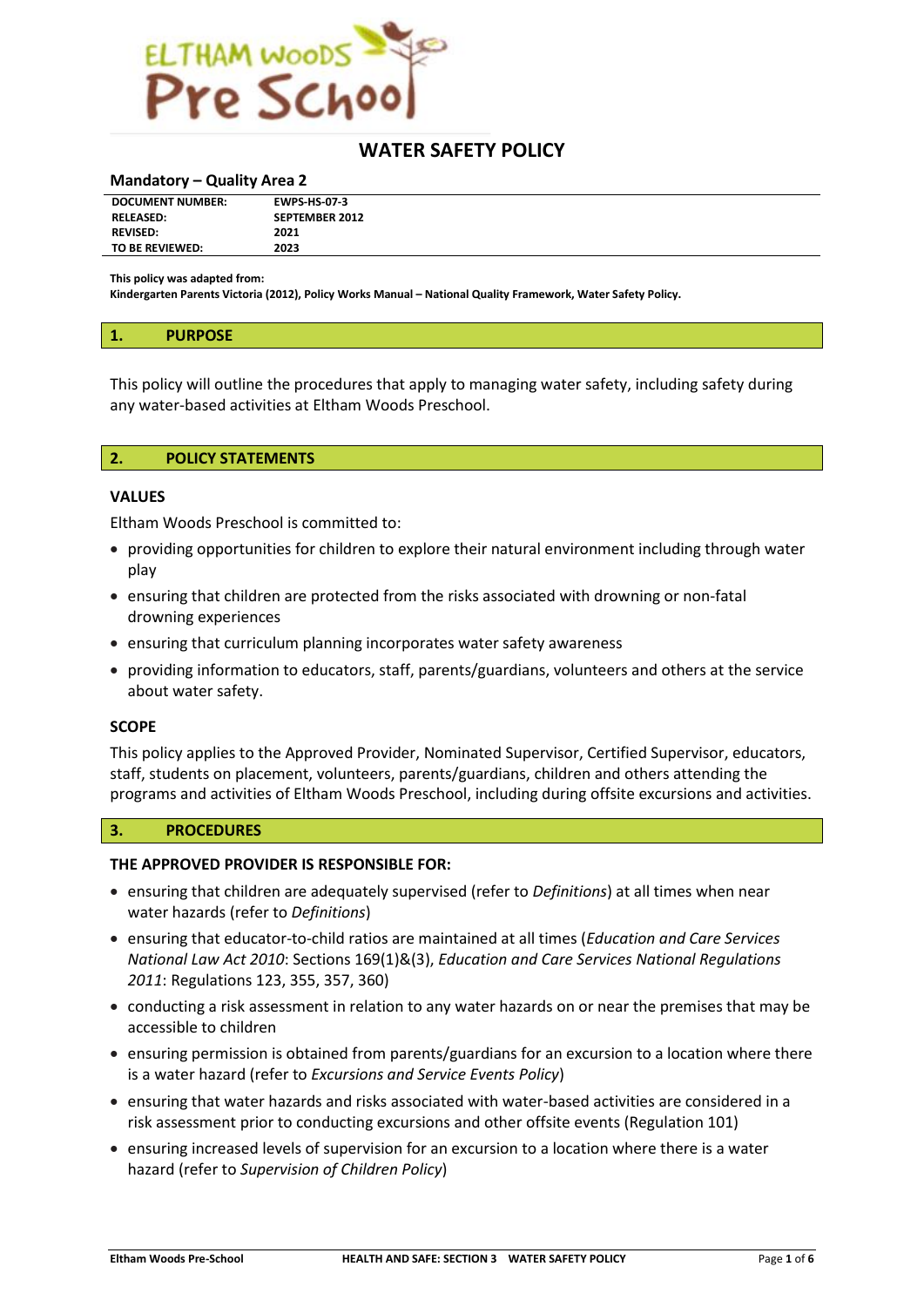# WATER SAFETY POLICY

## Mandatory – Quality Area 2

| | |
|---|---|
| **DOCUMENT NUMBER:** | **EWPS-HS-07-3** |
| **RELEASED:** | **SEPTEMBER 2012** |
| **REVISED:** | **2021** |
| **TO BE REVIEWED:** | **2023** |

**This policy was adapted from:**
**Kindergarten Parents Victoria (2012), Policy Works Manual – National Quality Framework, Water Safety Policy.**

## 1. PURPOSE

This policy will outline the procedures that apply to managing water safety, including safety during any water-based activities at Eltham Woods Preschool.

## 2. POLICY STATEMENTS

### VALUES

Eltham Woods Preschool is committed to:

- providing opportunities for children to explore their natural environment including through water play
- ensuring that children are protected from the risks associated with drowning or non-fatal drowning experiences
- ensuring that curriculum planning incorporates water safety awareness
- providing information to educators, staff, parents/guardians, volunteers and others at the service about water safety.

### SCOPE

This policy applies to the Approved Provider, Nominated Supervisor, Certified Supervisor, educators, staff, students on placement, volunteers, parents/guardians, children and others attending the programs and activities of Eltham Woods Preschool, including during offsite excursions and activities.

## 3. PROCEDURES

### THE APPROVED PROVIDER IS RESPONSIBLE FOR:

- ensuring that children are adequately supervised (refer to *Definitions*) at all times when near water hazards (refer to *Definitions*)
- ensuring that educator-to-child ratios are maintained at all times (*Education and Care Services National Law Act 2010*: Sections 169(1)&(3), *Education and Care Services National Regulations 2011*: Regulations 123, 355, 357, 360)
- conducting a risk assessment in relation to any water hazards on or near the premises that may be accessible to children
- ensuring permission is obtained from parents/guardians for an excursion to a location where there is a water hazard (refer to *Excursions and Service Events Policy*)
- ensuring that water hazards and risks associated with water-based activities are considered in a risk assessment prior to conducting excursions and other offsite events (Regulation 101)
- ensuring increased levels of supervision for an excursion to a location where there is a water hazard (refer to *Supervision of Children Policy*)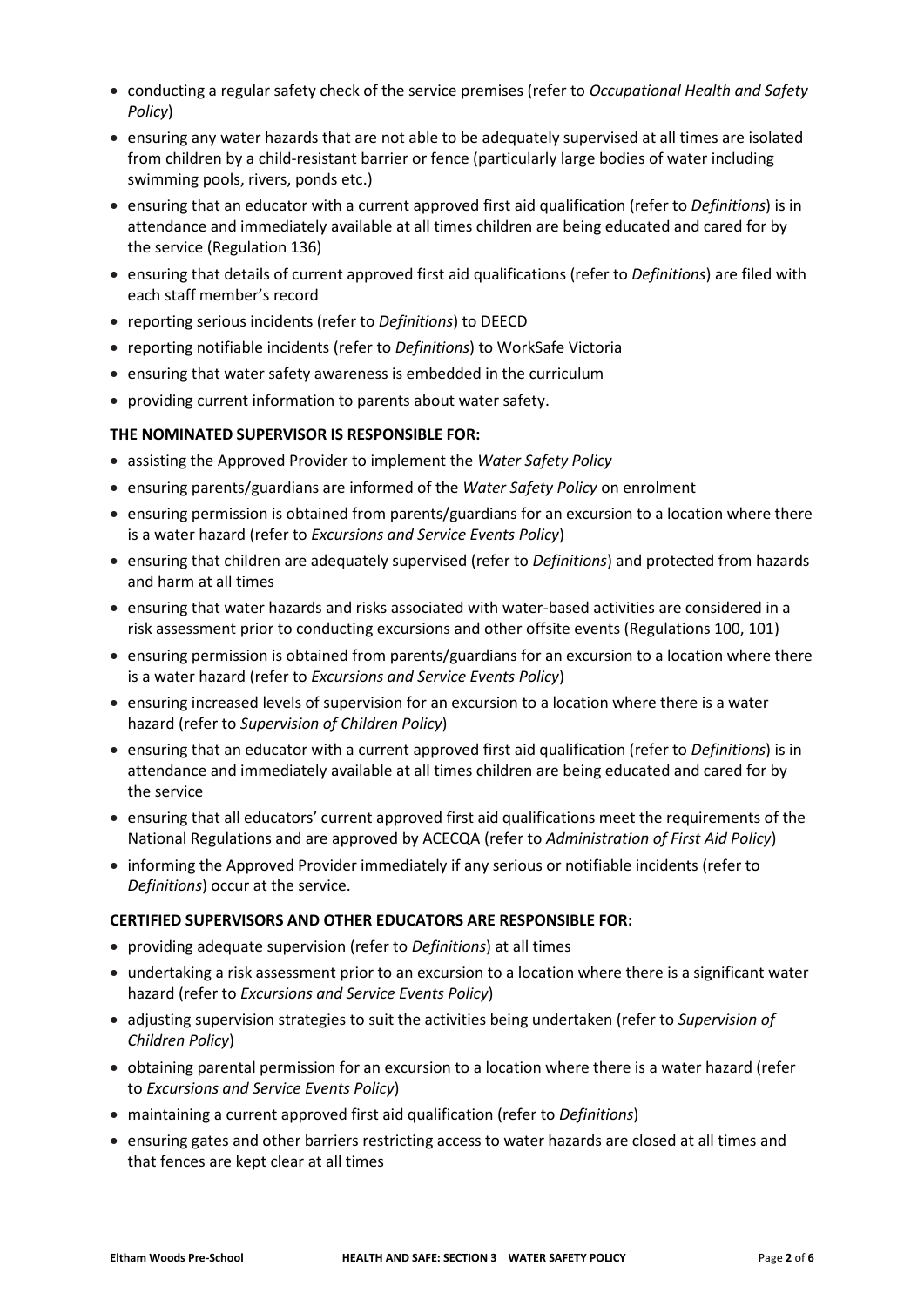- conducting a regular safety check of the service premises (refer to *Occupational Health and Safety Policy*)
- ensuring any water hazards that are not able to be adequately supervised at all times are isolated from children by a child-resistant barrier or fence (particularly large bodies of water including swimming pools, rivers, ponds etc.)
- ensuring that an educator with a current approved first aid qualification (refer to *Definitions*) is in attendance and immediately available at all times children are being educated and cared for by the service (Regulation 136)
- ensuring that details of current approved first aid qualifications (refer to *Definitions*) are filed with each staff member's record
- reporting serious incidents (refer to *Definitions*) to DEECD
- reporting notifiable incidents (refer to *Definitions*) to WorkSafe Victoria
- ensuring that water safety awareness is embedded in the curriculum
- providing current information to parents about water safety.

**THE NOMINATED SUPERVISOR IS RESPONSIBLE FOR:**

- assisting the Approved Provider to implement the *Water Safety Policy*
- ensuring parents/guardians are informed of the *Water Safety Policy* on enrolment
- ensuring permission is obtained from parents/guardians for an excursion to a location where there is a water hazard (refer to *Excursions and Service Events Policy*)
- ensuring that children are adequately supervised (refer to *Definitions*) and protected from hazards and harm at all times
- ensuring that water hazards and risks associated with water-based activities are considered in a risk assessment prior to conducting excursions and other offsite events (Regulations 100, 101)
- ensuring permission is obtained from parents/guardians for an excursion to a location where there is a water hazard (refer to *Excursions and Service Events Policy*)
- ensuring increased levels of supervision for an excursion to a location where there is a water hazard (refer to *Supervision of Children Policy*)
- ensuring that an educator with a current approved first aid qualification (refer to *Definitions*) is in attendance and immediately available at all times children are being educated and cared for by the service
- ensuring that all educators' current approved first aid qualifications meet the requirements of the National Regulations and are approved by ACECQA (refer to *Administration of First Aid Policy*)
- informing the Approved Provider immediately if any serious or notifiable incidents (refer to *Definitions*) occur at the service.

**CERTIFIED SUPERVISORS AND OTHER EDUCATORS ARE RESPONSIBLE FOR:**

- providing adequate supervision (refer to *Definitions*) at all times
- undertaking a risk assessment prior to an excursion to a location where there is a significant water hazard (refer to *Excursions and Service Events Policy*)
- adjusting supervision strategies to suit the activities being undertaken (refer to *Supervision of Children Policy*)
- obtaining parental permission for an excursion to a location where there is a water hazard (refer to *Excursions and Service Events Policy*)
- maintaining a current approved first aid qualification (refer to *Definitions*)
- ensuring gates and other barriers restricting access to water hazards are closed at all times and that fences are kept clear at all times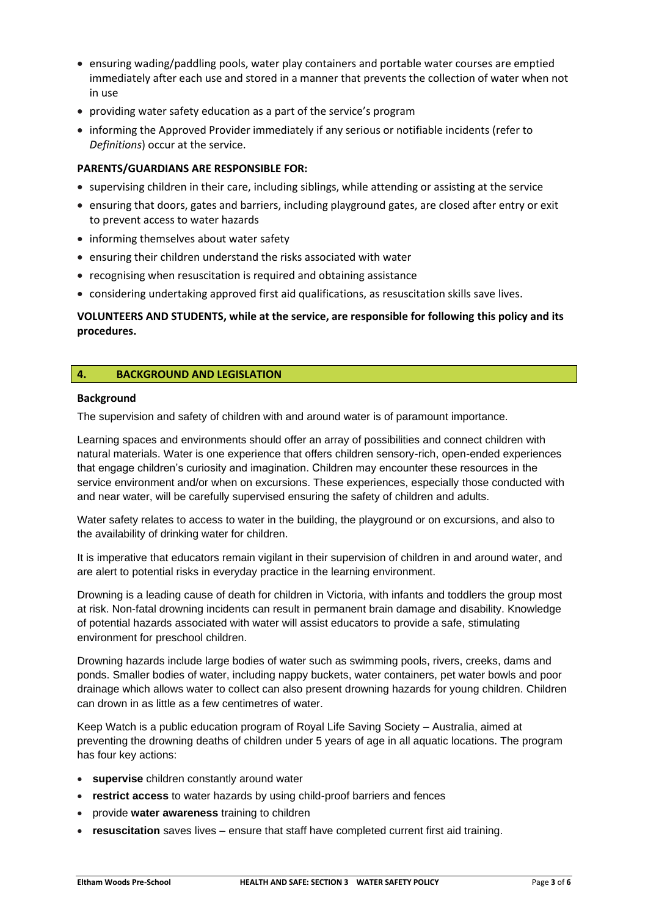- ensuring wading/paddling pools, water play containers and portable water courses are emptied immediately after each use and stored in a manner that prevents the collection of water when not in use
- providing water safety education as a part of the service's program
- informing the Approved Provider immediately if any serious or notifiable incidents (refer to *Definitions*) occur at the service.

**PARENTS/GUARDIANS ARE RESPONSIBLE FOR:**

- supervising children in their care, including siblings, while attending or assisting at the service
- ensuring that doors, gates and barriers, including playground gates, are closed after entry or exit to prevent access to water hazards
- informing themselves about water safety
- ensuring their children understand the risks associated with water
- recognising when resuscitation is required and obtaining assistance
- considering undertaking approved first aid qualifications, as resuscitation skills save lives.

**VOLUNTEERS AND STUDENTS, while at the service, are responsible for following this policy and its procedures.**

## 4. BACKGROUND AND LEGISLATION

**Background**

The supervision and safety of children with and around water is of paramount importance.

Learning spaces and environments should offer an array of possibilities and connect children with natural materials. Water is one experience that offers children sensory-rich, open-ended experiences that engage children's curiosity and imagination. Children may encounter these resources in the service environment and/or when on excursions. These experiences, especially those conducted with and near water, will be carefully supervised ensuring the safety of children and adults.

Water safety relates to access to water in the building, the playground or on excursions, and also to the availability of drinking water for children.

It is imperative that educators remain vigilant in their supervision of children in and around water, and are alert to potential risks in everyday practice in the learning environment.

Drowning is a leading cause of death for children in Victoria, with infants and toddlers the group most at risk. Non-fatal drowning incidents can result in permanent brain damage and disability. Knowledge of potential hazards associated with water will assist educators to provide a safe, stimulating environment for preschool children.

Drowning hazards include large bodies of water such as swimming pools, rivers, creeks, dams and ponds. Smaller bodies of water, including nappy buckets, water containers, pet water bowls and poor drainage which allows water to collect can also present drowning hazards for young children. Children can drown in as little as a few centimetres of water.

Keep Watch is a public education program of Royal Life Saving Society – Australia, aimed at preventing the drowning deaths of children under 5 years of age in all aquatic locations. The program has four key actions:

- **supervise** children constantly around water
- **restrict access** to water hazards by using child-proof barriers and fences
- provide **water awareness** training to children
- **resuscitation** saves lives – ensure that staff have completed current first aid training.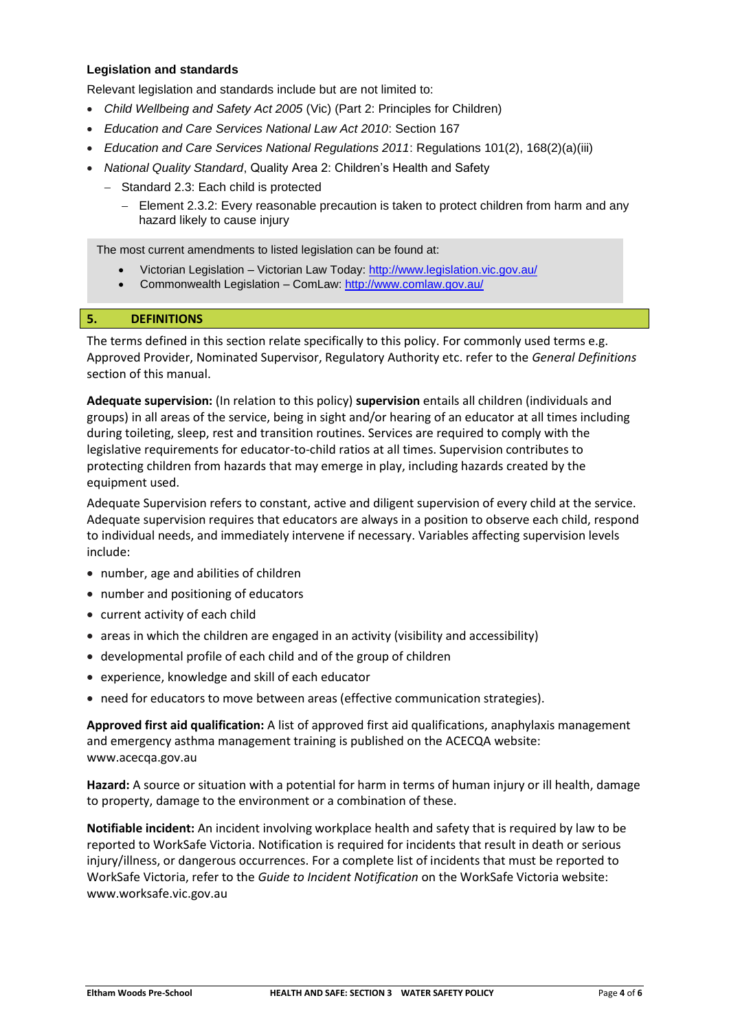### Legislation and standards

Relevant legislation and standards include but are not limited to:

- *Child Wellbeing and Safety Act 2005* (Vic) (Part 2: Principles for Children)
- *Education and Care Services National Law Act 2010*: Section 167
- *Education and Care Services National Regulations 2011*: Regulations 101(2), 168(2)(a)(iii)
- *National Quality Standard*, Quality Area 2: Children's Health and Safety
  - Standard 2.3: Each child is protected
    - Element 2.3.2: Every reasonable precaution is taken to protect children from harm and any hazard likely to cause injury

> The most current amendments to listed legislation can be found at:
>
> - Victorian Legislation – Victorian Law Today: http://www.legislation.vic.gov.au/
> - Commonwealth Legislation – ComLaw: http://www.comlaw.gov.au/

## 5. DEFINITIONS

The terms defined in this section relate specifically to this policy. For commonly used terms e.g. Approved Provider, Nominated Supervisor, Regulatory Authority etc. refer to the *General Definitions* section of this manual.

**Adequate supervision:** (In relation to this policy) **supervision** entails all children (individuals and groups) in all areas of the service, being in sight and/or hearing of an educator at all times including during toileting, sleep, rest and transition routines. Services are required to comply with the legislative requirements for educator-to-child ratios at all times. Supervision contributes to protecting children from hazards that may emerge in play, including hazards created by the equipment used.

Adequate Supervision refers to constant, active and diligent supervision of every child at the service. Adequate supervision requires that educators are always in a position to observe each child, respond to individual needs, and immediately intervene if necessary. Variables affecting supervision levels include:

- number, age and abilities of children
- number and positioning of educators
- current activity of each child
- areas in which the children are engaged in an activity (visibility and accessibility)
- developmental profile of each child and of the group of children
- experience, knowledge and skill of each educator
- need for educators to move between areas (effective communication strategies).

**Approved first aid qualification:** A list of approved first aid qualifications, anaphylaxis management and emergency asthma management training is published on the ACECQA website: www.acecqa.gov.au

**Hazard:** A source or situation with a potential for harm in terms of human injury or ill health, damage to property, damage to the environment or a combination of these.

**Notifiable incident:** An incident involving workplace health and safety that is required by law to be reported to WorkSafe Victoria. Notification is required for incidents that result in death or serious injury/illness, or dangerous occurrences. For a complete list of incidents that must be reported to WorkSafe Victoria, refer to the *Guide to Incident Notification* on the WorkSafe Victoria website: www.worksafe.vic.gov.au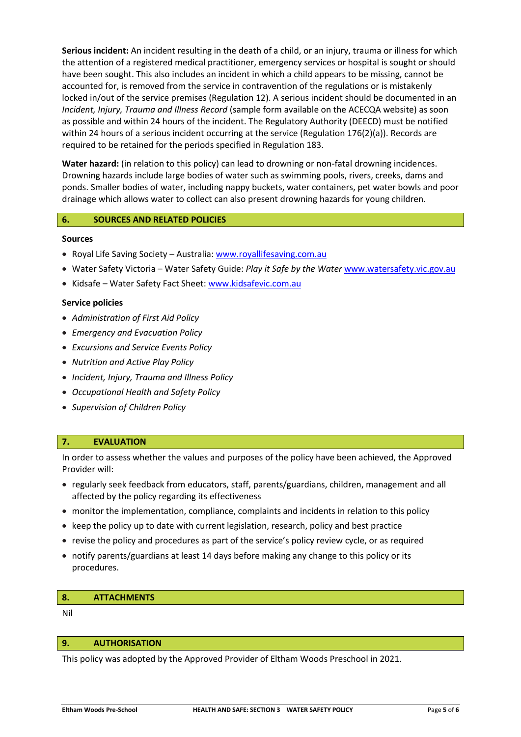**Serious incident:** An incident resulting in the death of a child, or an injury, trauma or illness for which the attention of a registered medical practitioner, emergency services or hospital is sought or should have been sought. This also includes an incident in which a child appears to be missing, cannot be accounted for, is removed from the service in contravention of the regulations or is mistakenly locked in/out of the service premises (Regulation 12). A serious incident should be documented in an *Incident, Injury, Trauma and Illness Record* (sample form available on the ACECQA website) as soon as possible and within 24 hours of the incident. The Regulatory Authority (DEECD) must be notified within 24 hours of a serious incident occurring at the service (Regulation 176(2)(a)). Records are required to be retained for the periods specified in Regulation 183.

**Water hazard:** (in relation to this policy) can lead to drowning or non-fatal drowning incidences. Drowning hazards include large bodies of water such as swimming pools, rivers, creeks, dams and ponds. Smaller bodies of water, including nappy buckets, water containers, pet water bowls and poor drainage which allows water to collect can also present drowning hazards for young children.

## 6. SOURCES AND RELATED POLICIES

### Sources

- Royal Life Saving Society – Australia: www.royallifesaving.com.au
- Water Safety Victoria – Water Safety Guide: *Play it Safe by the Water* www.watersafety.vic.gov.au
- Kidsafe – Water Safety Fact Sheet: www.kidsafevic.com.au

### Service policies

- *Administration of First Aid Policy*
- *Emergency and Evacuation Policy*
- *Excursions and Service Events Policy*
- *Nutrition and Active Play Policy*
- *Incident, Injury, Trauma and Illness Policy*
- *Occupational Health and Safety Policy*
- *Supervision of Children Policy*

## 7. EVALUATION

In order to assess whether the values and purposes of the policy have been achieved, the Approved Provider will:

- regularly seek feedback from educators, staff, parents/guardians, children, management and all affected by the policy regarding its effectiveness
- monitor the implementation, compliance, complaints and incidents in relation to this policy
- keep the policy up to date with current legislation, research, policy and best practice
- revise the policy and procedures as part of the service's policy review cycle, or as required
- notify parents/guardians at least 14 days before making any change to this policy or its procedures.

## 8. ATTACHMENTS

Nil

## 9. AUTHORISATION

This policy was adopted by the Approved Provider of Eltham Woods Preschool in 2021.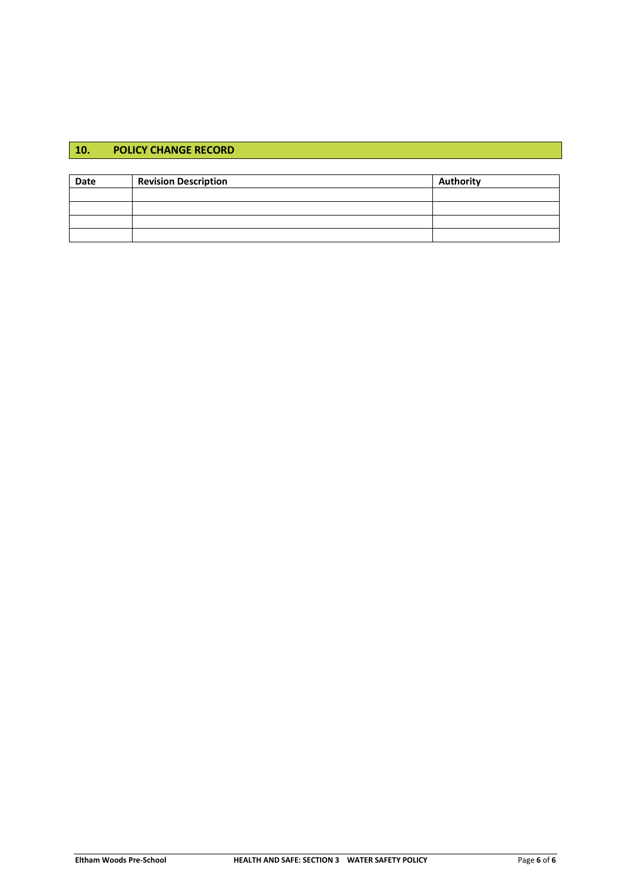## 10. POLICY CHANGE RECORD

| Date | Revision Description | Authority |
|---|---|---|
| | | |
| | | |
| | | |
| | | |